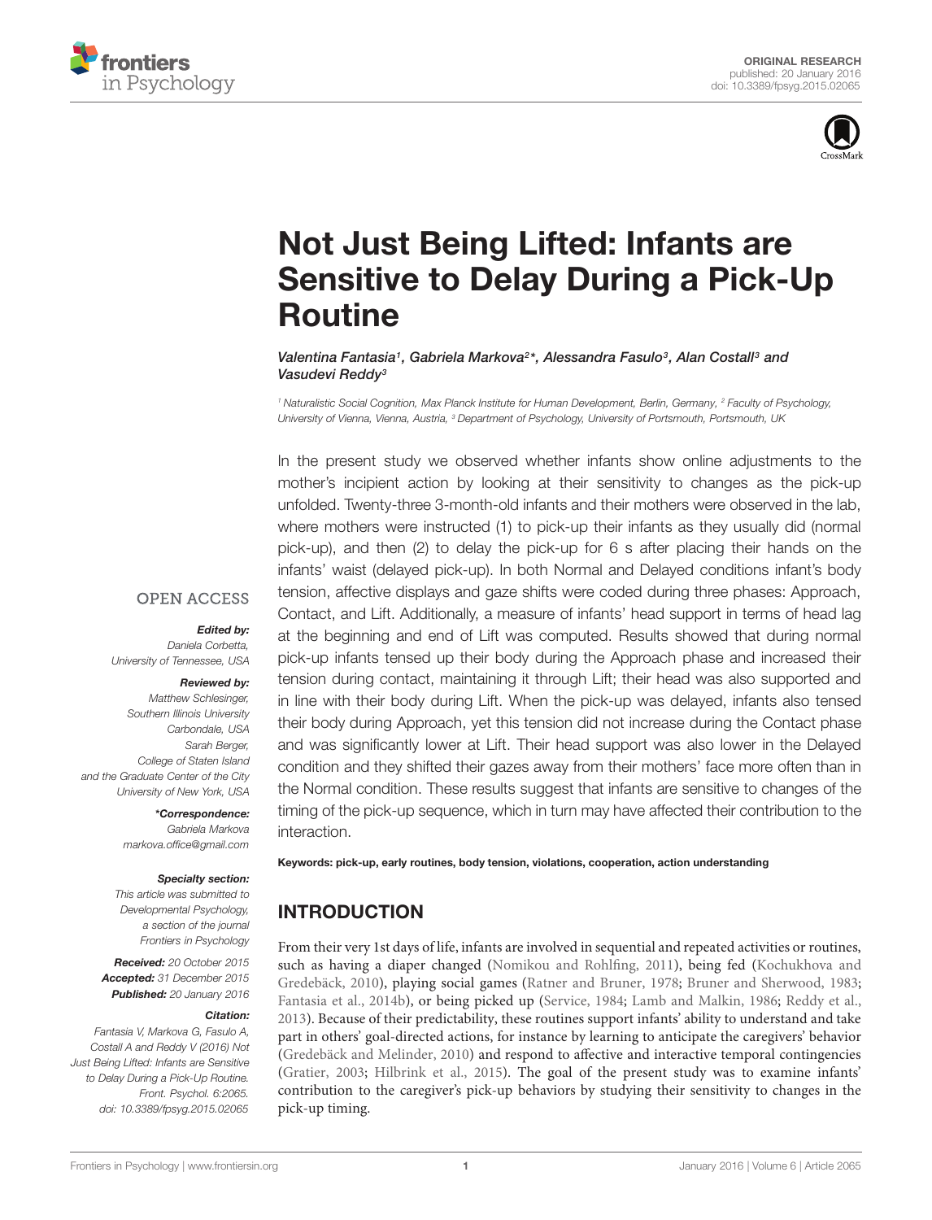ORIGINAL RESEARCH
published: 20 January 2016
doi: 10.3389/fpsyg.2015.02065

# Not Just Being Lifted: Infants are Sensitive to Delay During a Pick-Up Routine

*Valentina Fantasia[1], Gabriela Markova[2]*, Alessandra Fasulo[3], Alan Costall[3] and Vasudevi Reddy[3]*

[1] Naturalistic Social Cognition, Max Planck Institute for Human Development, Berlin, Germany, [2] Faculty of Psychology, University of Vienna, Vienna, Austria, [3] Department of Psychology, University of Portsmouth, Portsmouth, UK

In the present study we observed whether infants show online adjustments to the mother's incipient action by looking at their sensitivity to changes as the pick-up unfolded. Twenty-three 3-month-old infants and their mothers were observed in the lab, where mothers were instructed (1) to pick-up their infants as they usually did (normal pick-up), and then (2) to delay the pick-up for 6 s after placing their hands on the infants' waist (delayed pick-up). In both Normal and Delayed conditions infant's body tension, affective displays and gaze shifts were coded during three phases: Approach, Contact, and Lift. Additionally, a measure of infants' head support in terms of head lag at the beginning and end of Lift was computed. Results showed that during normal pick-up infants tensed up their body during the Approach phase and increased their tension during contact, maintaining it through Lift; their head was also supported and in line with their body during Lift. When the pick-up was delayed, infants also tensed their body during Approach, yet this tension did not increase during the Contact phase and was significantly lower at Lift. Their head support was also lower in the Delayed condition and they shifted their gazes away from their mothers' face more often than in the Normal condition. These results suggest that infants are sensitive to changes of the timing of the pick-up sequence, which in turn may have affected their contribution to the interaction.

**Keywords: pick-up, early routines, body tension, violations, cooperation, action understanding**

OPEN ACCESS

***Edited by:***
*Daniela Corbetta, University of Tennessee, USA*

***Reviewed by:***
*Matthew Schlesinger, Southern Illinois University Carbondale, USA*
*Sarah Berger, College of Staten Island and the Graduate Center of the City University of New York, USA*

***\*Correspondence:***
*Gabriela Markova*
*markova.office@gmail.com*

***Specialty section:***
*This article was submitted to Developmental Psychology, a section of the journal Frontiers in Psychology*

***Received:*** *20 October 2015*
***Accepted:*** *31 December 2015*
***Published:*** *20 January 2016*

***Citation:***
*Fantasia V, Markova G, Fasulo A, Costall A and Reddy V (2016) Not Just Being Lifted: Infants are Sensitive to Delay During a Pick-Up Routine. Front. Psychol. 6:2065. doi: 10.3389/fpsyg.2015.02065*

## INTRODUCTION

From their very 1st days of life, infants are involved in sequential and repeated activities or routines, such as having a diaper changed (Nomikou and Rohlfing, 2011), being fed (Kochukhova and Gredebäck, 2010), playing social games (Ratner and Bruner, 1978; Bruner and Sherwood, 1983; Fantasia et al., 2014b), or being picked up (Service, 1984; Lamb and Malkin, 1986; Reddy et al., 2013). Because of their predictability, these routines support infants' ability to understand and take part in others' goal-directed actions, for instance by learning to anticipate the caregivers' behavior (Gredebäck and Melinder, 2010) and respond to affective and interactive temporal contingencies (Gratier, 2003; Hilbrink et al., 2015). The goal of the present study was to examine infants' contribution to the caregiver's pick-up behaviors by studying their sensitivity to changes in the pick-up timing.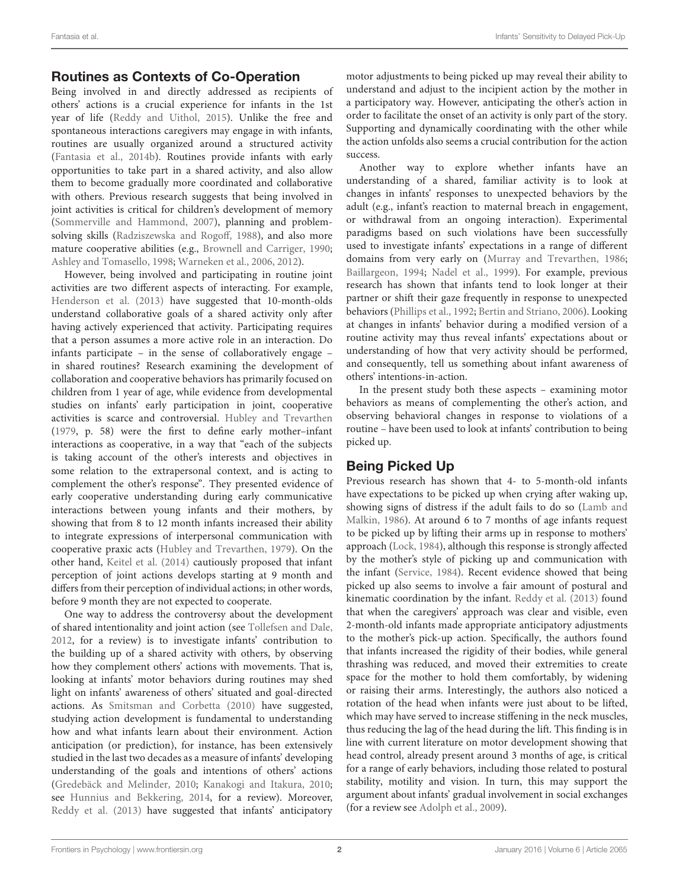## Routines as Contexts of Co-Operation

Being involved in and directly addressed as recipients of others' actions is a crucial experience for infants in the 1st year of life (Reddy and Uithol, 2015). Unlike the free and spontaneous interactions caregivers may engage in with infants, routines are usually organized around a structured activity (Fantasia et al., 2014b). Routines provide infants with early opportunities to take part in a shared activity, and also allow them to become gradually more coordinated and collaborative with others. Previous research suggests that being involved in joint activities is critical for children's development of memory (Sommerville and Hammond, 2007), planning and problem-solving skills (Radziszewska and Rogoff, 1988), and also more mature cooperative abilities (e.g., Brownell and Carriger, 1990; Ashley and Tomasello, 1998; Warneken et al., 2006, 2012).

However, being involved and participating in routine joint activities are two different aspects of interacting. For example, Henderson et al. (2013) have suggested that 10-month-olds understand collaborative goals of a shared activity only after having actively experienced that activity. Participating requires that a person assumes a more active role in an interaction. Do infants participate – in the sense of collaboratively engage – in shared routines? Research examining the development of collaboration and cooperative behaviors has primarily focused on children from 1 year of age, while evidence from developmental studies on infants' early participation in joint, cooperative activities is scarce and controversial. Hubley and Trevarthen (1979, p. 58) were the first to define early mother–infant interactions as cooperative, in a way that "each of the subjects is taking account of the other's interests and objectives in some relation to the extrapersonal context, and is acting to complement the other's response". They presented evidence of early cooperative understanding during early communicative interactions between young infants and their mothers, by showing that from 8 to 12 month infants increased their ability to integrate expressions of interpersonal communication with cooperative praxic acts (Hubley and Trevarthen, 1979). On the other hand, Keitel et al. (2014) cautiously proposed that infant perception of joint actions develops starting at 9 month and differs from their perception of individual actions; in other words, before 9 month they are not expected to cooperate.

One way to address the controversy about the development of shared intentionality and joint action (see Tollefsen and Dale, 2012, for a review) is to investigate infants' contribution to the building up of a shared activity with others, by observing how they complement others' actions with movements. That is, looking at infants' motor behaviors during routines may shed light on infants' awareness of others' situated and goal-directed actions. As Smitsman and Corbetta (2010) have suggested, studying action development is fundamental to understanding how and what infants learn about their environment. Action anticipation (or prediction), for instance, has been extensively studied in the last two decades as a measure of infants' developing understanding of the goals and intentions of others' actions (Gredebäck and Melinder, 2010; Kanakogi and Itakura, 2010; see Hunnius and Bekkering, 2014, for a review). Moreover, Reddy et al. (2013) have suggested that infants' anticipatory motor adjustments to being picked up may reveal their ability to understand and adjust to the incipient action by the mother in a participatory way. However, anticipating the other's action in order to facilitate the onset of an activity is only part of the story. Supporting and dynamically coordinating with the other while the action unfolds also seems a crucial contribution for the action success.

Another way to explore whether infants have an understanding of a shared, familiar activity is to look at changes in infants' responses to unexpected behaviors by the adult (e.g., infant's reaction to maternal breach in engagement, or withdrawal from an ongoing interaction). Experimental paradigms based on such violations have been successfully used to investigate infants' expectations in a range of different domains from very early on (Murray and Trevarthen, 1986; Baillargeon, 1994; Nadel et al., 1999). For example, previous research has shown that infants tend to look longer at their partner or shift their gaze frequently in response to unexpected behaviors (Phillips et al., 1992; Bertin and Striano, 2006). Looking at changes in infants' behavior during a modified version of a routine activity may thus reveal infants' expectations about or understanding of how that very activity should be performed, and consequently, tell us something about infant awareness of others' intentions-in-action.

In the present study both these aspects – examining motor behaviors as means of complementing the other's action, and observing behavioral changes in response to violations of a routine – have been used to look at infants' contribution to being picked up.

## Being Picked Up

Previous research has shown that 4- to 5-month-old infants have expectations to be picked up when crying after waking up, showing signs of distress if the adult fails to do so (Lamb and Malkin, 1986). At around 6 to 7 months of age infants request to be picked up by lifting their arms up in response to mothers' approach (Lock, 1984), although this response is strongly affected by the mother's style of picking up and communication with the infant (Service, 1984). Recent evidence showed that being picked up also seems to involve a fair amount of postural and kinematic coordination by the infant. Reddy et al. (2013) found that when the caregivers' approach was clear and visible, even 2-month-old infants made appropriate anticipatory adjustments to the mother's pick-up action. Specifically, the authors found that infants increased the rigidity of their bodies, while general thrashing was reduced, and moved their extremities to create space for the mother to hold them comfortably, by widening or raising their arms. Interestingly, the authors also noticed a rotation of the head when infants were just about to be lifted, which may have served to increase stiffening in the neck muscles, thus reducing the lag of the head during the lift. This finding is in line with current literature on motor development showing that head control, already present around 3 months of age, is critical for a range of early behaviors, including those related to postural stability, motility and vision. In turn, this may support the argument about infants' gradual involvement in social exchanges (for a review see Adolph et al., 2009).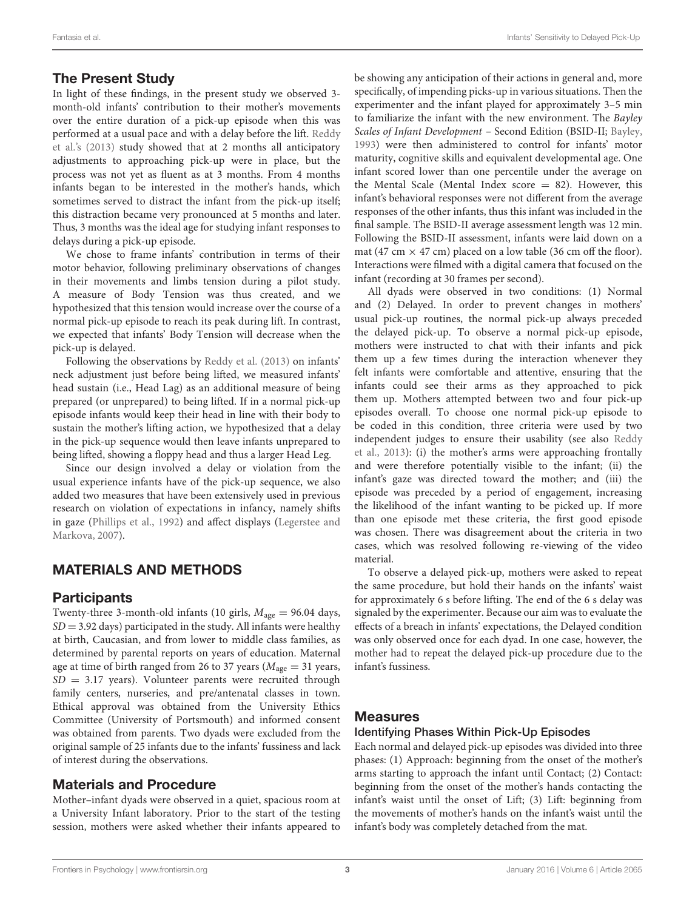## The Present Study

In light of these findings, in the present study we observed 3-month-old infants' contribution to their mother's movements over the entire duration of a pick-up episode when this was performed at a usual pace and with a delay before the lift. Reddy et al.'s (2013) study showed that at 2 months all anticipatory adjustments to approaching pick-up were in place, but the process was not yet as fluent as at 3 months. From 4 months infants began to be interested in the mother's hands, which sometimes served to distract the infant from the pick-up itself; this distraction became very pronounced at 5 months and later. Thus, 3 months was the ideal age for studying infant responses to delays during a pick-up episode.

We chose to frame infants' contribution in terms of their motor behavior, following preliminary observations of changes in their movements and limbs tension during a pilot study. A measure of Body Tension was thus created, and we hypothesized that this tension would increase over the course of a normal pick-up episode to reach its peak during lift. In contrast, we expected that infants' Body Tension will decrease when the pick-up is delayed.

Following the observations by Reddy et al. (2013) on infants' neck adjustment just before being lifted, we measured infants' head sustain (i.e., Head Lag) as an additional measure of being prepared (or unprepared) to being lifted. If in a normal pick-up episode infants would keep their head in line with their body to sustain the mother's lifting action, we hypothesized that a delay in the pick-up sequence would then leave infants unprepared to being lifted, showing a floppy head and thus a larger Head Leg.

Since our design involved a delay or violation from the usual experience infants have of the pick-up sequence, we also added two measures that have been extensively used in previous research on violation of expectations in infancy, namely shifts in gaze (Phillips et al., 1992) and affect displays (Legerstee and Markova, 2007).

# MATERIALS AND METHODS

## Participants

Twenty-three 3-month-old infants (10 girls, $M_{\text{age}} = 96.04$ days, $SD = 3.92$ days) participated in the study. All infants were healthy at birth, Caucasian, and from lower to middle class families, as determined by parental reports on years of education. Maternal age at time of birth ranged from 26 to 37 years ($M_{\text{age}} = 31$ years, $SD = 3.17$ years). Volunteer parents were recruited through family centers, nurseries, and pre/antenatal classes in town. Ethical approval was obtained from the University Ethics Committee (University of Portsmouth) and informed consent was obtained from parents. Two dyads were excluded from the original sample of 25 infants due to the infants' fussiness and lack of interest during the observations.

## Materials and Procedure

Mother–infant dyads were observed in a quiet, spacious room at a University Infant laboratory. Prior to the start of the testing session, mothers were asked whether their infants appeared to be showing any anticipation of their actions in general and, more specifically, of impending picks-up in various situations. Then the experimenter and the infant played for approximately 3–5 min to familiarize the infant with the new environment. The *Bayley Scales of Infant Development* – Second Edition (BSID-II; Bayley, 1993) were then administered to control for infants' motor maturity, cognitive skills and equivalent developmental age. One infant scored lower than one percentile under the average on the Mental Scale (Mental Index score = 82). However, this infant's behavioral responses were not different from the average responses of the other infants, thus this infant was included in the final sample. The BSID-II average assessment length was 12 min. Following the BSID-II assessment, infants were laid down on a mat (47 cm × 47 cm) placed on a low table (36 cm off the floor). Interactions were filmed with a digital camera that focused on the infant (recording at 30 frames per second).

All dyads were observed in two conditions: (1) Normal and (2) Delayed. In order to prevent changes in mothers' usual pick-up routines, the normal pick-up always preceded the delayed pick-up. To observe a normal pick-up episode, mothers were instructed to chat with their infants and pick them up a few times during the interaction whenever they felt infants were comfortable and attentive, ensuring that the infants could see their arms as they approached to pick them up. Mothers attempted between two and four pick-up episodes overall. To choose one normal pick-up episode to be coded in this condition, three criteria were used by two independent judges to ensure their usability (see also Reddy et al., 2013): (i) the mother's arms were approaching frontally and were therefore potentially visible to the infant; (ii) the infant's gaze was directed toward the mother; and (iii) the episode was preceded by a period of engagement, increasing the likelihood of the infant wanting to be picked up. If more than one episode met these criteria, the first good episode was chosen. There was disagreement about the criteria in two cases, which was resolved following re-viewing of the video material.

To observe a delayed pick-up, mothers were asked to repeat the same procedure, but hold their hands on the infants' waist for approximately 6 s before lifting. The end of the 6 s delay was signaled by the experimenter. Because our aim was to evaluate the effects of a breach in infants' expectations, the Delayed condition was only observed once for each dyad. In one case, however, the mother had to repeat the delayed pick-up procedure due to the infant's fussiness.

## Measures

### Identifying Phases Within Pick-Up Episodes

Each normal and delayed pick-up episodes was divided into three phases: (1) Approach: beginning from the onset of the mother's arms starting to approach the infant until Contact; (2) Contact: beginning from the onset of the mother's hands contacting the infant's waist until the onset of Lift; (3) Lift: beginning from the movements of mother's hands on the infant's waist until the infant's body was completely detached from the mat.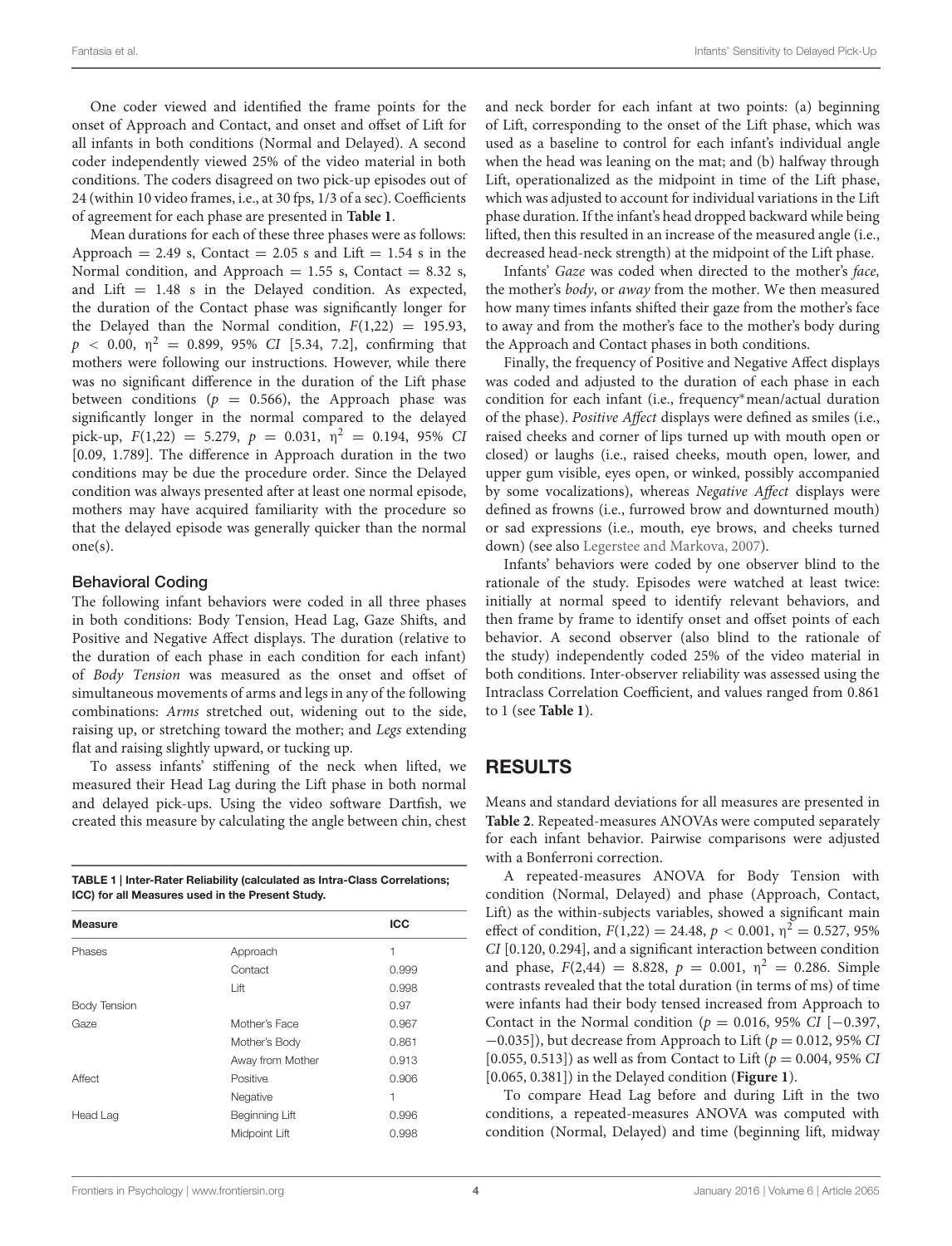One coder viewed and identified the frame points for the onset of Approach and Contact, and onset and offset of Lift for all infants in both conditions (Normal and Delayed). A second coder independently viewed 25% of the video material in both conditions. The coders disagreed on two pick-up episodes out of 24 (within 10 video frames, i.e., at 30 fps, 1/3 of a sec). Coefficients of agreement for each phase are presented in **Table 1**.

Mean durations for each of these three phases were as follows: Approach = 2.49 s, Contact = 2.05 s and Lift = 1.54 s in the Normal condition, and Approach = 1.55 s, Contact = 8.32 s, and Lift = 1.48 s in the Delayed condition. As expected, the duration of the Contact phase was significantly longer for the Delayed than the Normal condition, $F(1,22) = 195.93$, $p < 0.00$, $\eta^2 = 0.899$, 95% *CI* [5.34, 7.2], confirming that mothers were following our instructions. However, while there was no significant difference in the duration of the Lift phase between conditions ($p = 0.566$), the Approach phase was significantly longer in the normal compared to the delayed pick-up, $F(1,22) = 5.279$, $p = 0.031$, $\eta^2 = 0.194$, 95% *CI* [0.09, 1.789]. The difference in Approach duration in the two conditions may be due the procedure order. Since the Delayed condition was always presented after at least one normal episode so mothers may have acquired familiarity with the procedure so that the delayed episode was generally quicker than the normal one(s).

### Behavioral Coding

The following infant behaviors were coded in all three phases in both conditions: Body Tension, Head Lag, Gaze Shifts, and Positive and Negative Affect displays. The duration (relative to the duration of each phase in each condition for each infant) of *Body Tension* was measured as the onset and offset of simultaneous movements of arms and legs in any of the following combinations: *Arms* stretched out, widening out to the side, raising up, or stretching toward the mother; and *Legs* extending flat and raising slightly upward, or tucking up.

To assess infants' stiffening of the neck when lifted, we measured their Head Lag during the Lift phase in both normal and delayed pick-ups. Using the video software Dartfish, we created this measure by calculating the angle between chin, chest and neck border for each infant at two points: (a) beginning of Lift, corresponding to the onset of the Lift phase, which was used as a baseline to control for each infant's individual angle when the head was leaning on the mat; and (b) halfway through Lift, operationalized as the midpoint in time of the Lift phase, which was adjusted to account for individual variations in the Lift phase duration. If the infant's head dropped backward while being lifted, then this resulted in an increase of the measured angle (i.e., decreased head-neck strength) at the midpoint of the Lift phase.

Infants' *Gaze* was coded when directed to the mother's *face,* the mother's *body*, or *away* from the mother. We then measured how many times infants shifted their gaze from the mother's face to away and from the mother's face to the mother's body during the Approach and Contact phases in both conditions.

Finally, the frequency of Positive and Negative Affect displays was coded and adjusted to the duration of each phase in each condition for each infant (i.e., frequency*mean/actual duration of the phase). *Positive Affect* displays were defined as smiles (i.e., raised cheeks and corner of lips turned up with mouth open or closed) or laughs (i.e., raised cheeks, mouth open, lower, and upper gum visible, eyes open, or winked, possibly accompanied by some vocalizations), whereas *Negative Affect* displays were defined as frowns (i.e., furrowed brow and downturned mouth) or sad expressions (i.e., mouth, eye brows, and cheeks turned down) (see also Legerstee and Markova, 2007).

Infants' behaviors were coded by one observer blind to the rationale of the study. Episodes were watched at least twice: initially at normal speed to identify relevant behaviors, and then frame by frame to identify onset and offset points of each behavior. A second observer (also blind to the rationale of the study) independently coded 25% of the video material in both conditions. Inter-observer reliability was assessed using the Intraclass Correlation Coefficient, and values ranged from 0.861 to 1 (see **Table 1**).

**TABLE 1 | Inter-Rater Reliability (calculated as Intra-Class Correlations; ICC) for all Measures used in the Present Study.**

| Measure | | ICC |
|---|---|---|
| Phases | Approach | 1 |
| | Contact | 0.999 |
| | Lift | 0.998 |
| Body Tension | | 0.97 |
| Gaze | Mother's Face | 0.967 |
| | Mother's Body | 0.861 |
| | Away from Mother | 0.913 |
| Affect | Positive | 0.906 |
| | Negative | 1 |
| Head Lag | Beginning Lift | 0.996 |
| | Midpoint Lift | 0.998 |

## RESULTS

Means and standard deviations for all measures are presented in **Table 2**. Repeated-measures ANOVAs were computed separately for each infant behavior. Pairwise comparisons were adjusted with a Bonferroni correction.

A repeated-measures ANOVA for Body Tension with condition (Normal, Delayed) and phase (Approach, Contact, Lift) as the within-subjects variables, showed a significant main effect of condition, $F(1,22) = 24.48$, $p < 0.001$, $\eta^2 = 0.527$, 95% *CI* [0.120, 0.294], and a significant interaction between condition and phase, $F(2,44) = 8.828$, $p = 0.001$, $\eta^2 = 0.286$. Simple contrasts revealed that the total duration (in terms of ms) of time were infants had their body tensed increased from Approach to Contact in the Normal condition ($p = 0.016$, 95% *CI* [−0.397, −0.035]), but decrease from Approach to Lift ($p = 0.012$, 95% *CI* [0.055, 0.513]) as well as from Contact to Lift ($p = 0.004$, 95% *CI* [0.065, 0.381]) in the Delayed condition (**Figure 1**).

To compare Head Lag before and during Lift in the two conditions, a repeated-measures ANOVA was computed with condition (Normal, Delayed) and time (beginning lift, midway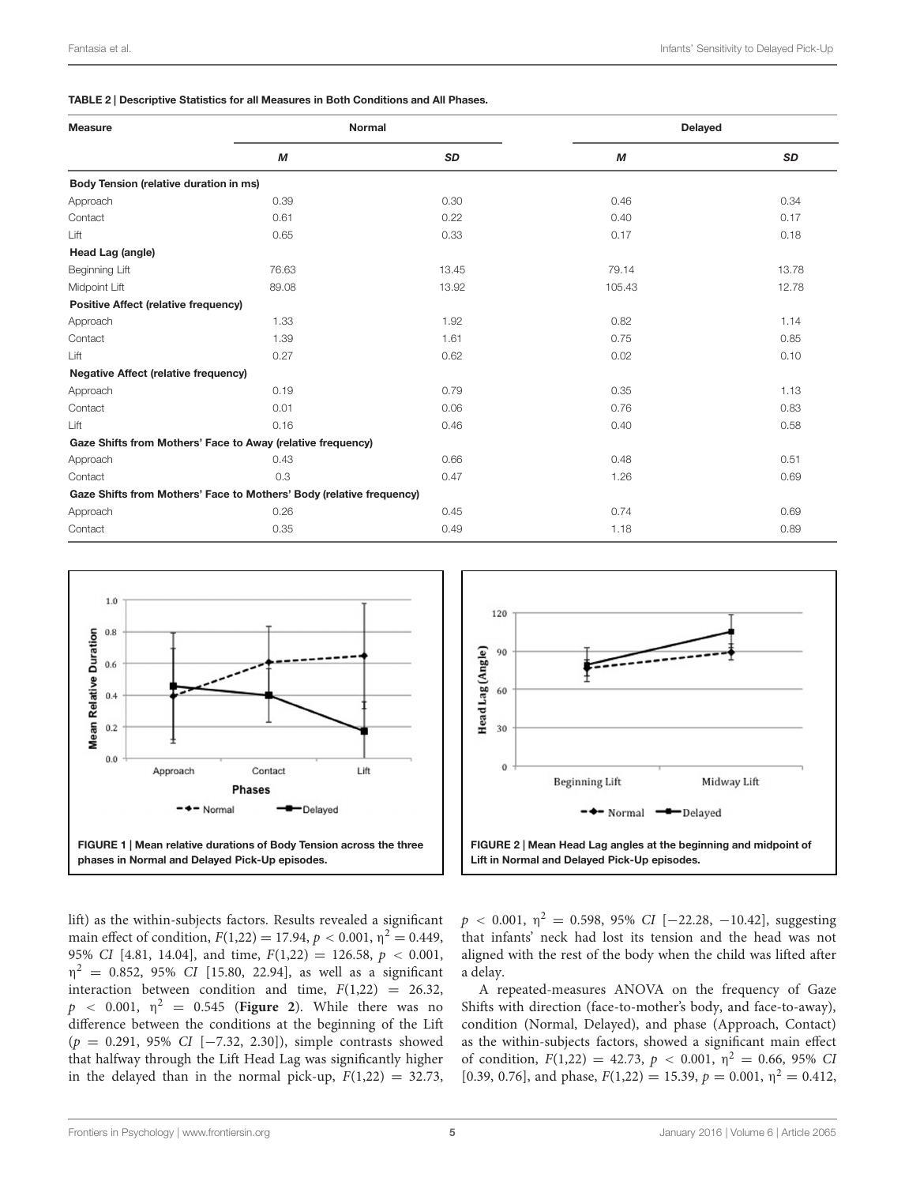**TABLE 2 | Descriptive Statistics for all Measures in Both Conditions and All Phases.**

| Measure | Normal | | Delayed | |
|---|---|---|---|---|
| | *M* | *SD* | *M* | *SD* |
| **Body Tension (relative duration in ms)** | | | | |
| Approach | 0.39 | 0.30 | 0.46 | 0.34 |
| Contact | 0.61 | 0.22 | 0.40 | 0.17 |
| Lift | 0.65 | 0.33 | 0.17 | 0.18 |
| **Head Lag (angle)** | | | | |
| Beginning Lift | 76.63 | 13.45 | 79.14 | 13.78 |
| Midpoint Lift | 89.08 | 13.92 | 105.43 | 12.78 |
| **Positive Affect (relative frequency)** | | | | |
| Approach | 1.33 | 1.92 | 0.82 | 1.14 |
| Contact | 1.39 | 1.61 | 0.75 | 0.85 |
| Lift | 0.27 | 0.62 | 0.02 | 0.10 |
| **Negative Affect (relative frequency)** | | | | |
| Approach | 0.19 | 0.79 | 0.35 | 1.13 |
| Contact | 0.01 | 0.06 | 0.76 | 0.83 |
| Lift | 0.16 | 0.46 | 0.40 | 0.58 |
| **Gaze Shifts from Mothers' Face to Away (relative frequency)** | | | | |
| Approach | 0.43 | 0.66 | 0.48 | 0.51 |
| Contact | 0.3 | 0.47 | 1.26 | 0.69 |
| **Gaze Shifts from Mothers' Face to Mothers' Body (relative frequency)** | | | | |
| Approach | 0.26 | 0.45 | 0.74 | 0.69 |
| Contact | 0.35 | 0.49 | 1.18 | 0.89 |

**FIGURE 1 | Mean relative durations of Body Tension across the three phases in Normal and Delayed Pick-Up episodes.**

**FIGURE 2 | Mean Head Lag angles at the beginning and midpoint of Lift in Normal and Delayed Pick-Up episodes.**

lift) as the within-subjects factors. Results revealed a significant main effect of condition, $F(1,22) = 17.94$, $p < 0.001$, $\eta^2 = 0.449$, 95% *CI* [4.81, 14.04], and time, $F(1,22) = 126.58$, $p < 0.001$, $\eta^2 = 0.852$, 95% *CI* [15.80, 22.94], as well as a significant interaction between condition and time, $F(1,22) = 26.32$, $p < 0.001$, $\eta^2 = 0.545$ (**Figure 2**). While there was no difference between the conditions at the beginning of the Lift ($p = 0.291$, 95% *CI* [−7.32, 2.30]), simple contrasts showed that halfway through the Lift Head Lag was significantly higher in the delayed than in the normal pick-up, $F(1,22) = 32.73$, $p < 0.001$, $\eta^2 = 0.598$, 95% *CI* [−22.28, −10.42], suggesting that infants' neck had lost its tension and the head was not aligned with the rest of the body when the child was lifted after a delay.

A repeated-measures ANOVA on the frequency of Gaze Shifts with direction (face-to-mother's body, and face-to-away), condition (Normal, Delayed), and phase (Approach, Contact) as the within-subjects factors, showed a significant main effect of condition, $F(1,22) = 42.73$, $p < 0.001$, $\eta^2 = 0.66$, 95% *CI* [0.39, 0.76], and phase, $F(1,22) = 15.39$, $p = 0.001$, $\eta^2 = 0.412$,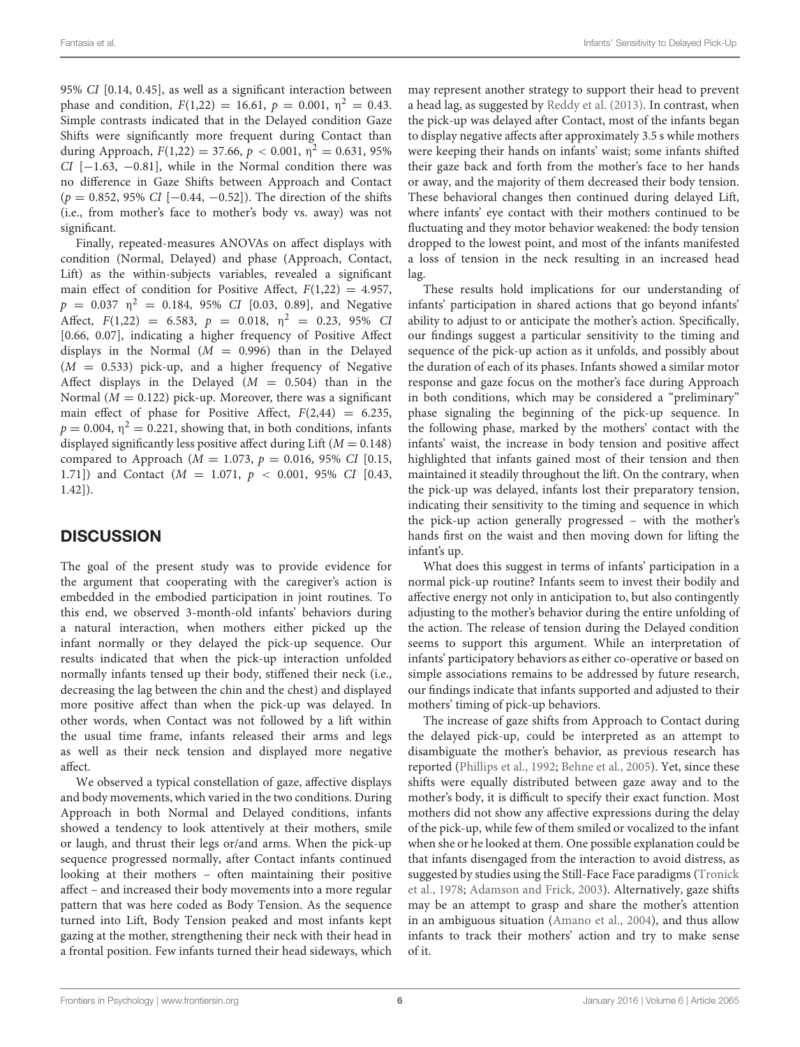95% *CI* [0.14, 0.45], as well as a significant interaction between phase and condition, $F(1,22) = 16.61$, $p = 0.001$, $\eta^2 = 0.43$. Simple contrasts indicated that in the Delayed condition Gaze Shifts were significantly more frequent during Contact than during Approach, $F(1,22) = 37.66$, $p < 0.001$, $\eta^2 = 0.631$, 95% *CI* [−1.63, −0.81], while in the Normal condition there was no difference in Gaze Shifts between Approach and Contact ($p = 0.852$, 95% *CI* [−0.44, −0.52]). The direction of the shifts (i.e., from mother's face to mother's body vs. away) was not significant.

Finally, repeated-measures ANOVAs on affect displays with condition (Normal, Delayed) and phase (Approach, Contact, Lift) as the within-subjects variables, revealed a significant main effect of condition for Positive Affect, $F(1,22) = 4.957$, $p = 0.037$ $\eta^2 = 0.184$, 95% *CI* [0.03, 0.89], and Negative Affect, $F(1,22) = 6.583$, $p = 0.018$, $\eta^2 = 0.23$, 95% *CI* [0.66, 0.07], indicating a higher frequency of Positive Affect displays in the Normal ($M = 0.996$) than in the Delayed ($M = 0.533$) pick-up, and a higher frequency of Negative Affect displays in the Delayed ($M = 0.504$) than in the Normal ($M = 0.122$) pick-up. Moreover, there was a significant main effect of phase for Positive Affect, $F(2,44) = 6.235$, $p = 0.004$, $\eta^2 = 0.221$, showing that, in both conditions, infants displayed significantly less positive affect during Lift ($M = 0.148$) compared to Approach ($M = 1.073$, $p = 0.016$, 95% *CI* [0.15, 1.71]) and Contact ($M = 1.071$, $p < 0.001$, 95% *CI* [0.43, 1.42]).

## DISCUSSION

The goal of the present study was to provide evidence for the argument that cooperating with the caregiver's action is embedded in the embodied participation in joint routines. To this end, we observed 3-month-old infants' behaviors during a natural interaction, when mothers either picked up the infant normally or they delayed the pick-up sequence. Our results indicated that when the pick-up interaction unfolded normally infants tensed up their body, stiffened their neck (i.e., decreasing the lag between the chin and the chest) and displayed more positive affect than when the pick-up was delayed. In other words, when Contact was not followed by a lift within the usual time frame, infants released their arms and legs as well as their neck tension and displayed more negative affect.

We observed a typical constellation of gaze, affective displays and body movements, which varied in the two conditions. During Approach in both Normal and Delayed conditions, infants showed a tendency to look attentively at their mothers, smile or laugh, and thrust their legs or/and arms. When the pick-up sequence progressed normally, after Contact infants continued looking at their mothers – often maintaining their positive affect – and increased their body movements into a more regular pattern that was here coded as Body Tension. As the sequence turned into Lift, Body Tension peaked and most infants kept gazing at the mother, strengthening their neck with their head in a frontal position. Few infants turned their head sideways, which may represent another strategy to support their head to prevent a head lag, as suggested by Reddy et al. (2013). In contrast, when the pick-up was delayed after Contact, most of the infants began to display negative affects after approximately 3.5 s while mothers were keeping their hands on infants' waist; some infants shifted their gaze back and forth from the mother's face to her hands or away, and the majority of them decreased their body tension. These behavioral changes then continued during delayed Lift, where infants' eye contact with their mothers continued to be fluctuating and they motor behavior weakened: the body tension dropped to the lowest point, and most of the infants manifested a loss of tension in the neck resulting in an increased head lag.

These results hold implications for our understanding of infants' participation in shared actions that go beyond infants' ability to adjust to or anticipate the mother's action. Specifically, our findings suggest a particular sensitivity to the timing and sequence of the pick-up action as it unfolds, and possibly about the duration of each of its phases. Infants showed a similar motor response and gaze focus on the mother's face during Approach in both conditions, which may be considered a "preliminary" phase signaling the beginning of the pick-up sequence. In the following phase, marked by the mothers' contact with the infants' waist, the increase in body tension and positive affect highlighted that infants gained most of their tension and then maintained it steadily throughout the lift. On the contrary, when the pick-up was delayed, infants lost their preparatory tension, indicating their sensitivity to the timing and sequence in which the pick-up action generally progressed – with the mother's hands first on the waist and then moving down for lifting the infant's up.

What does this suggest in terms of infants' participation in a normal pick-up routine? Infants seem to invest their bodily and affective energy not only in anticipation to, but also contingently adjusting to the mother's behavior during the entire unfolding of the action. The release of tension during the Delayed condition seems to support this argument. While an interpretation of infants' participatory behaviors as either co-operative or based on simple associations remains to be addressed by future research, our findings indicate that infants supported and adjusted to their mothers' timing of pick-up behaviors.

The increase of gaze shifts from Approach to Contact during the delayed pick-up, could be interpreted as an attempt to disambiguate the mother's behavior, as previous research has reported (Phillips et al., 1992; Behne et al., 2005). Yet, since these shifts were equally distributed between gaze away and to the mother's body, it is difficult to specify their exact function. Most mothers did not show any affective expressions during the delay of the pick-up, while few of them smiled or vocalized to the infant when she or he looked at them. One possible explanation could be that infants disengaged from the interaction to avoid distress, as suggested by studies using the Still-Face Face paradigms (Tronick et al., 1978; Adamson and Frick, 2003). Alternatively, gaze shifts may be an attempt to grasp and share the mother's attention in an ambiguous situation (Amano et al., 2004), and thus allow infants to track their mothers' action and try to make sense of it.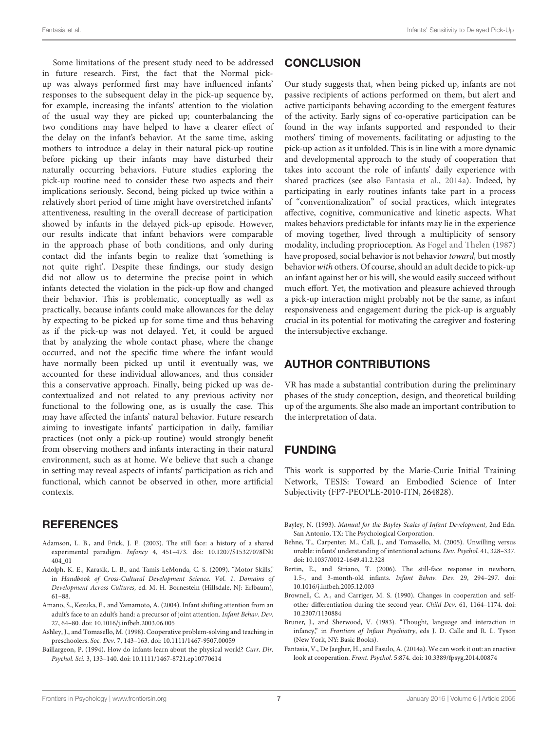Some limitations of the present study need to be addressed in future research. First, the fact that the Normal pick-up was always performed first may have influenced infants' responses to the subsequent delay in the pick-up sequence by, for example, increasing the infants' attention to the violation of the usual way they are picked up; counterbalancing the two conditions may have helped to have a clearer effect of the delay on the infant's behavior. At the same time, asking mothers to introduce a delay in their natural pick-up routine before picking up their infants may have disturbed their naturally occurring behaviors. Future studies exploring the pick-up routine need to consider these two aspects and their implications seriously. Second, being picked up twice within a relatively short period of time might have overstretched infants' attentiveness, resulting in the overall decrease of participation showed by infants in the delayed pick-up episode. However, our results indicate that infant behaviors were comparable in the approach phase of both conditions, and only during contact did the infants begin to realize that 'something is not quite right'. Despite these findings, our study design did not allow us to determine the precise point in which infants detected the violation in the pick-up flow and changed their behavior. This is problematic, conceptually as well as practically, because infants could make allowances for the delay by expecting to be picked up for some time and thus behaving as if the pick-up was not delayed. Yet, it could be argued that by analyzing the whole contact phase, where the change occurred, and not the specific time where the infant would have normally been picked up until it eventually was, we accounted for these individual allowances, and thus consider this a conservative approach. Finally, being picked up was de-contextualized and not related to any previous activity nor functional to the following one, as is usually the case. This may have affected the infants' natural behavior. Future research aiming to investigate infants' participation in daily, familiar practices (not only a pick-up routine) would strongly benefit from observing mothers and infants interacting in their natural environment, such as at home. We believe that such a change in setting may reveal aspects of infants' participation as rich and functional, which cannot be observed in other, more artificial contexts.

## CONCLUSION

Our study suggests that, when being picked up, infants are not passive recipients of actions performed on them, but alert and active participants behaving according to the emergent features of the activity. Early signs of co-operative participation can be found in the way infants supported and responded to their mothers' timing of movements, facilitating or adjusting to the pick-up action as it unfolded. This is in line with a more dynamic and developmental approach to the study of cooperation that takes into account the role of infants' daily experience with shared practices (see also Fantasia et al., 2014a). Indeed, by participating in early routines infants take part in a process of "conventionalization" of social practices, which integrates affective, cognitive, communicative and kinetic aspects. What makes behaviors predictable for infants may lie in the experience of moving together, lived through a multiplicity of sensory modality, including proprioception. As Fogel and Thelen (1987) have proposed, social behavior is not behavior *toward,* but mostly behavior *with* others. Of course, should an adult decide to pick-up an infant against her or his will, she would easily succeed without much effort. Yet, the motivation and pleasure achieved through a pick-up interaction might probably not be the same, as infant responsiveness and engagement during the pick-up is arguably crucial in its potential for motivating the caregiver and fostering the intersubjective exchange.

## AUTHOR CONTRIBUTIONS

VR has made a substantial contribution during the preliminary phases of the study conception, design, and theoretical building up of the arguments. She also made an important contribution to the interpretation of data.

## FUNDING

This work is supported by the Marie-Curie Initial Training Network, TESIS: Toward an Embodied Science of Inter Subjectivity (FP7-PEOPLE-2010-ITN, 264828).

## REFERENCES

Adamson, L. B., and Frick, J. E. (2003). The still face: a history of a shared experimental paradigm. *Infancy* 4, 451–473. doi: 10.1207/S15327078IN0404_01

Adolph, K. E., Karasik, L. B., and Tamis-LeMonda, C. S. (2009). "Motor Skills," in *Handbook of Cross-Cultural Development Science. Vol. 1. Domains of Development Across Cultures*, ed. M. H. Bornestein (Hillsdale, NJ: Erlbaum), 61–88.

Amano, S., Kezuka, E., and Yamamoto, A. (2004). Infant shifting attention from an adult's face to an adult's hand: a precursor of joint attention. *Infant Behav. Dev.* 27, 64–80. doi: 10.1016/j.infbeh.2003.06.005

Ashley, J., and Tomasello, M. (1998). Cooperative problem-solving and teaching in preschoolers. *Soc. Dev.* 7, 143–163. doi: 10.1111/1467-9507.00059

Baillargeon, P. (1994). How do infants learn about the physical world? *Curr. Dir. Psychol. Sci.* 3, 133–140. doi: 10.1111/1467-8721.ep10770614

Bayley, N. (1993). *Manual for the Bayley Scales of Infant Development*, 2nd Edn. San Antonio, TX: The Psychological Corporation.

Behne, T., Carpenter, M., Call, J., and Tomasello, M. (2005). Unwilling versus unable: infants' understanding of intentional actions. *Dev. Psychol.* 41, 328–337. doi: 10.1037/0012-1649.41.2.328

Bertin, E., and Striano, T. (2006). The still-face response in newborn, 1.5-, and 3-month-old infants. *Infant Behav. Dev.* 29, 294–297. doi: 10.1016/j.infbeh.2005.12.003

Brownell, C. A., and Carriger, M. S. (1990). Changes in cooperation and self-other differentiation during the second year. *Child Dev.* 61, 1164–1174. doi: 10.2307/1130884

Bruner, J., and Sherwood, V. (1983). "Thought, language and interaction in infancy," in *Frontiers of Infant Psychiatry*, eds J. D. Calle and R. L. Tyson (New York, NY: Basic Books).

Fantasia, V., De Jaegher, H., and Fasulo, A. (2014a). We can work it out: an enactive look at cooperation. *Front. Psychol.* 5:874. doi: 10.3389/fpsyg.2014.00874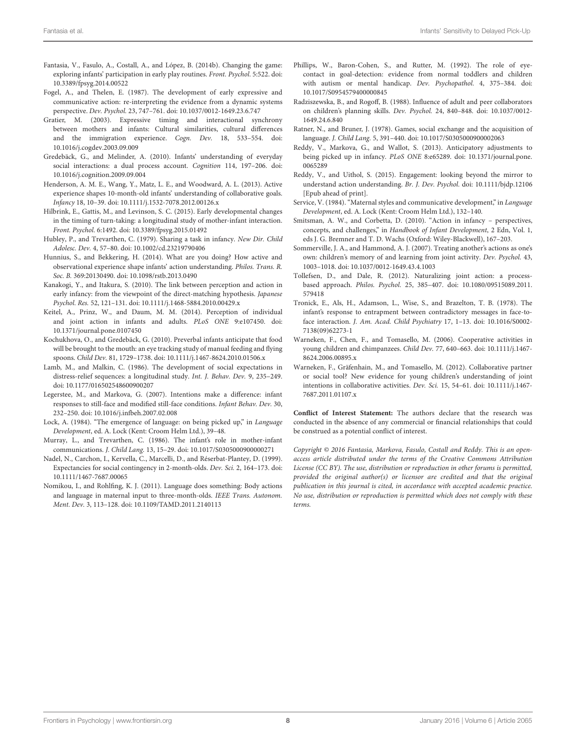Fantasia, V., Fasulo, A., Costall, A., and López, B. (2014b). Changing the game: exploring infants' participation in early play routines. *Front. Psychol.* 5:522. doi: 10.3389/fpsyg.2014.00522

Fogel, A., and Thelen, E. (1987). The development of early expressive and communicative action: re-interpreting the evidence from a dynamic systems perspective. *Dev. Psychol.* 23, 747–761. doi: 10.1037/0012-1649.23.6.747

Gratier, M. (2003). Expressive timing and interactional synchrony between mothers and infants: Cultural similarities, cultural differences and the immigration experience. *Cogn. Dev.* 18, 533–554. doi: 10.1016/j.cogdev.2003.09.009

Gredebäck, G., and Melinder, A. (2010). Infants' understanding of everyday social interactions: a dual process account. *Cognition* 114, 197–206. doi: 10.1016/j.cognition.2009.09.004

Henderson, A. M. E., Wang, Y., Matz, L. E., and Woodward, A. L. (2013). Active experience shapes 10-month-old infants' understanding of collaborative goals. *Infancy* 18, 10–39. doi: 10.1111/j.1532-7078.2012.00126.x

Hilbrink, E., Gattis, M., and Levinson, S. C. (2015). Early developmental changes in the timing of turn-taking: a longitudinal study of mother-infant interaction. *Front. Psychol.* 6:1492. doi: 10.3389/fpsyg.2015.01492

Hubley, P., and Trevarthen, C. (1979). Sharing a task in infancy. *New Dir. Child Adolesc. Dev.* 4, 57–80. doi: 10.1002/cd.23219790406

Hunnius, S., and Bekkering, H. (2014). What are you doing? How active and observational experience shape infants' action understanding. *Philos. Trans. R. Soc. B.* 369:20130490. doi: 10.1098/rstb.2013.0490

Kanakogi, Y., and Itakura, S. (2010). The link between perception and action in early infancy: from the viewpoint of the direct-matching hypothesis. *Japanese Psychol. Res.* 52, 121–131. doi: 10.1111/j.1468-5884.2010.00429.x

Keitel, A., Prinz, W., and Daum, M. M. (2014). Perception of individual and joint action in infants and adults. *PLoS ONE* 9:e107450. doi: 10.1371/journal.pone.0107450

Kochukhova, O., and Gredebäck, G. (2010). Preverbal infants anticipate that food will be brought to the mouth: an eye tracking study of manual feeding and flying spoons. *Child Dev.* 81, 1729–1738. doi: 10.1111/j.1467-8624.2010.01506.x

Lamb, M., and Malkin, C. (1986). The development of social expectations in distress-relief sequences: a longitudinal study. *Int. J. Behav. Dev.* 9, 235–249. doi: 10.1177/016502548600900207

Legerstee, M., and Markova, G. (2007). Intentions make a difference: infant responses to still-face and modified still-face conditions. *Infant Behav. Dev.* 30, 232–250. doi: 10.1016/j.infbeh.2007.02.008

Lock, A. (1984). "The emergence of language: on being picked up," in *Language Development*, ed. A. Lock (Kent: Croom Helm Ltd.), 39–48.

Murray, L., and Trevarthen, C. (1986). The infant's role in mother-infant communications. *J. Child Lang.* 13, 15–29. doi: 10.1017/S0305000900000271

Nadel, N., Carchon, I., Kervella, C., Marcelli, D., and Réserbat-Plantey, D. (1999). Expectancies for social contingency in 2-month-olds. *Dev. Sci.* 2, 164–173. doi: 10.1111/1467-7687.00065

Nomikou, I., and Rohlfing, K. J. (2011). Language does something: Body actions and language in maternal input to three-month-olds. *IEEE Trans. Autonom. Ment. Dev.* 3, 113–128. doi: 10.1109/TAMD.2011.2140113

Phillips, W., Baron-Cohen, S., and Rutter, M. (1992). The role of eye-contact in goal-detection: evidence from normal toddlers and children with autism or mental handicap. *Dev. Psychopathol.* 4, 375–384. doi: 10.1017/S0954579400000845

Radziszewska, B., and Rogoff, B. (1988). Influence of adult and peer collaborators on children's planning skills. *Dev. Psychol.* 24, 840–848. doi: 10.1037/0012-1649.24.6.840

Ratner, N., and Bruner, J. (1978). Games, social exchange and the acquisition of language. *J. Child Lang.* 5, 391–440. doi: 10.1017/S0305000900002063

Reddy, V., Markova, G., and Wallot, S. (2013). Anticipatory adjustments to being picked up in infancy. *PLoS ONE* 8:e65289. doi: 10.1371/journal.pone.0065289

Reddy, V., and Uithol, S. (2015). Engagement: looking beyond the mirror to understand action understanding. *Br. J. Dev. Psychol.* doi: 10.1111/bjdp.12106 [Epub ahead of print].

Service, V. (1984). "Maternal styles and communicative development," in *Language Development*, ed. A. Lock (Kent: Croom Helm Ltd.), 132–140.

Smitsman, A. W., and Corbetta, D. (2010). "Action in infancy – perspectives, concepts, and challenges," in *Handbook of Infant Development*, 2 Edn, Vol. 1, eds J. G. Bremner and T. D. Wachs (Oxford: Wiley-Blackwell), 167–203.

Sommerville, J. A., and Hammond, A. J. (2007). Treating another's actions as one's own: children's memory of and learning from joint activity. *Dev. Psychol.* 43, 1003–1018. doi: 10.1037/0012-1649.43.4.1003

Tollefsen, D., and Dale, R. (2012). Naturalizing joint action: a process-based approach. *Philos. Psychol.* 25, 385–407. doi: 10.1080/09515089.2011.579418

Tronick, E., Als, H., Adamson, L., Wise, S., and Brazelton, T. B. (1978). The infant's response to entrapment between contradictory messages in face-to-face interaction. *J. Am. Acad. Child Psychiatry* 17, 1–13. doi: 10.1016/S0002-7138(09)62273-1

Warneken, F., Chen, F., and Tomasello, M. (2006). Cooperative activities in young children and chimpanzees. *Child Dev.* 77, 640–663. doi: 10.1111/j.1467-8624.2006.00895.x

Warneken, F., Gräfenhain, M., and Tomasello, M. (2012). Collaborative partner or social tool? New evidence for young children's understanding of joint intentions in collaborative activities. *Dev. Sci.* 15, 54–61. doi: 10.1111/j.1467-7687.2011.01107.x

**Conflict of Interest Statement:** The authors declare that the research was conducted in the absence of any commercial or financial relationships that could be construed as a potential conflict of interest.

*Copyright © 2016 Fantasia, Markova, Fasulo, Costall and Reddy. This is an open-access article distributed under the terms of the Creative Commons Attribution License (CC BY). The use, distribution or reproduction in other forums is permitted, provided the original author(s) or licensor are credited and that the original publication in this journal is cited, in accordance with accepted academic practice. No use, distribution or reproduction is permitted which does not comply with these terms.*